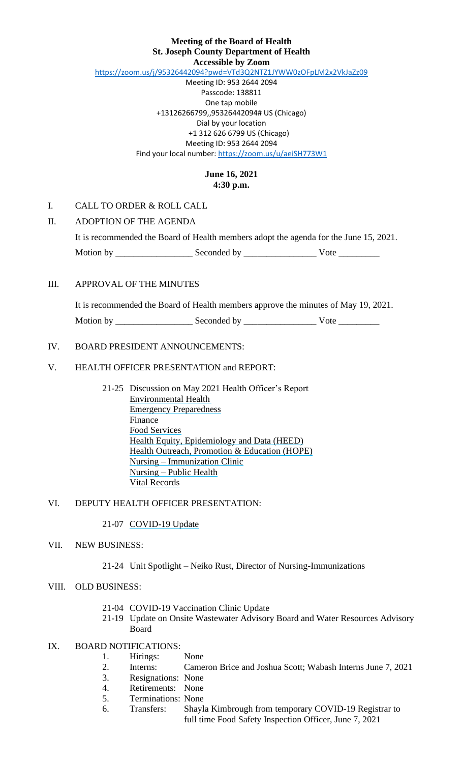**Meeting of the Board of Health**
**St. Joseph County Department of Health**
**Accessible by Zoom**

https://zoom.us/j/95326442094?pwd=VTd3Q2NTZ1JYWW0zOFpLM2x2VkJaZz09

Meeting ID: 953 2644 2094
Passcode: 138811
One tap mobile
+13126266799,,95326442094# US (Chicago)
Dial by your location
+1 312 626 6799 US (Chicago)
Meeting ID: 953 2644 2094
Find your local number: https://zoom.us/u/aeiSH773W1

**June 16, 2021**
**4:30 p.m.**

I. CALL TO ORDER & ROLL CALL

II. ADOPTION OF THE AGENDA

It is recommended the Board of Health members adopt the agenda for the June 15, 2021.

Motion by \_\_\_\_\_\_\_\_\_\_\_\_\_\_\_\_\_ Seconded by \_\_\_\_\_\_\_\_\_\_\_\_\_\_\_\_ Vote \_\_\_\_\_\_\_\_\_

III. APPROVAL OF THE MINUTES

It is recommended the Board of Health members approve the minutes of May 19, 2021.

Motion by \_\_\_\_\_\_\_\_\_\_\_\_\_\_\_\_\_ Seconded by \_\_\_\_\_\_\_\_\_\_\_\_\_\_\_\_ Vote \_\_\_\_\_\_\_\_\_

IV. BOARD PRESIDENT ANNOUNCEMENTS:

V. HEALTH OFFICER PRESENTATION and REPORT:

21-25 Discussion on May 2021 Health Officer's Report
- Environmental Health
- Emergency Preparedness
- Finance
- Food Services
- Health Equity, Epidemiology and Data (HEED)
- Health Outreach, Promotion & Education (HOPE)
- Nursing – Immunization Clinic
- Nursing – Public Health
- Vital Records

VI. DEPUTY HEALTH OFFICER PRESENTATION:

21-07 COVID-19 Update

VII. NEW BUSINESS:

21-24 Unit Spotlight – Neiko Rust, Director of Nursing-Immunizations

VIII. OLD BUSINESS:

21-04 COVID-19 Vaccination Clinic Update

21-19 Update on Onsite Wastewater Advisory Board and Water Resources Advisory Board

IX. BOARD NOTIFICATIONS:

1. Hirings: None
2. Interns: Cameron Brice and Joshua Scott; Wabash Interns June 7, 2021
3. Resignations: None
4. Retirements: None
5. Terminations: None
6. Transfers: Shayla Kimbrough from temporary COVID-19 Registrar to full time Food Safety Inspection Officer, June 7, 2021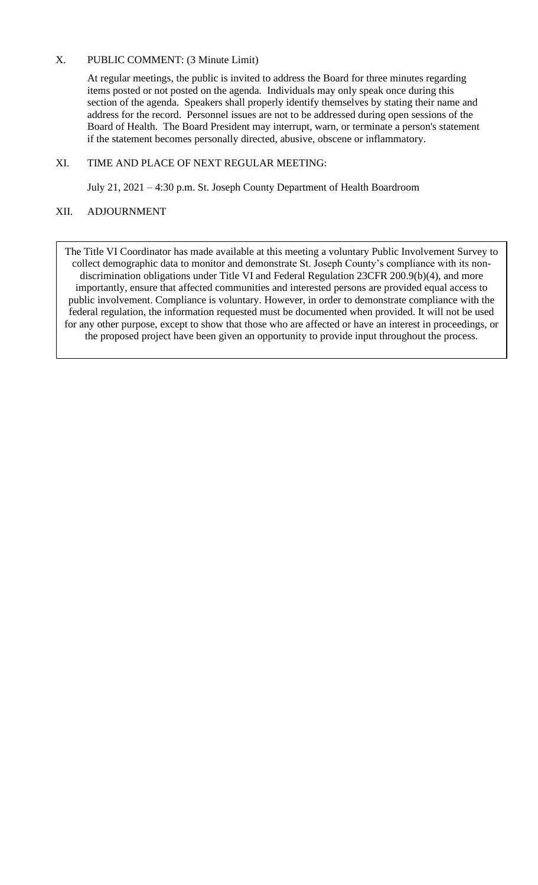## X. PUBLIC COMMENT: (3 Minute Limit)

At regular meetings, the public is invited to address the Board for three minutes regarding items posted or not posted on the agenda. Individuals may only speak once during this section of the agenda. Speakers shall properly identify themselves by stating their name and address for the record. Personnel issues are not to be addressed during open sessions of the Board of Health. The Board President may interrupt, warn, or terminate a person's statement if the statement becomes personally directed, abusive, obscene or inflammatory.

## XI. TIME AND PLACE OF NEXT REGULAR MEETING:

July 21, 2021 – 4:30 p.m. St. Joseph County Department of Health Boardroom

## XII. ADJOURNMENT

The Title VI Coordinator has made available at this meeting a voluntary Public Involvement Survey to collect demographic data to monitor and demonstrate St. Joseph County's compliance with its non-discrimination obligations under Title VI and Federal Regulation 23CFR 200.9(b)(4), and more importantly, ensure that affected communities and interested persons are provided equal access to public involvement. Compliance is voluntary. However, in order to demonstrate compliance with the federal regulation, the information requested must be documented when provided. It will not be used for any other purpose, except to show that those who are affected or have an interest in proceedings, or the proposed project have been given an opportunity to provide input throughout the process.